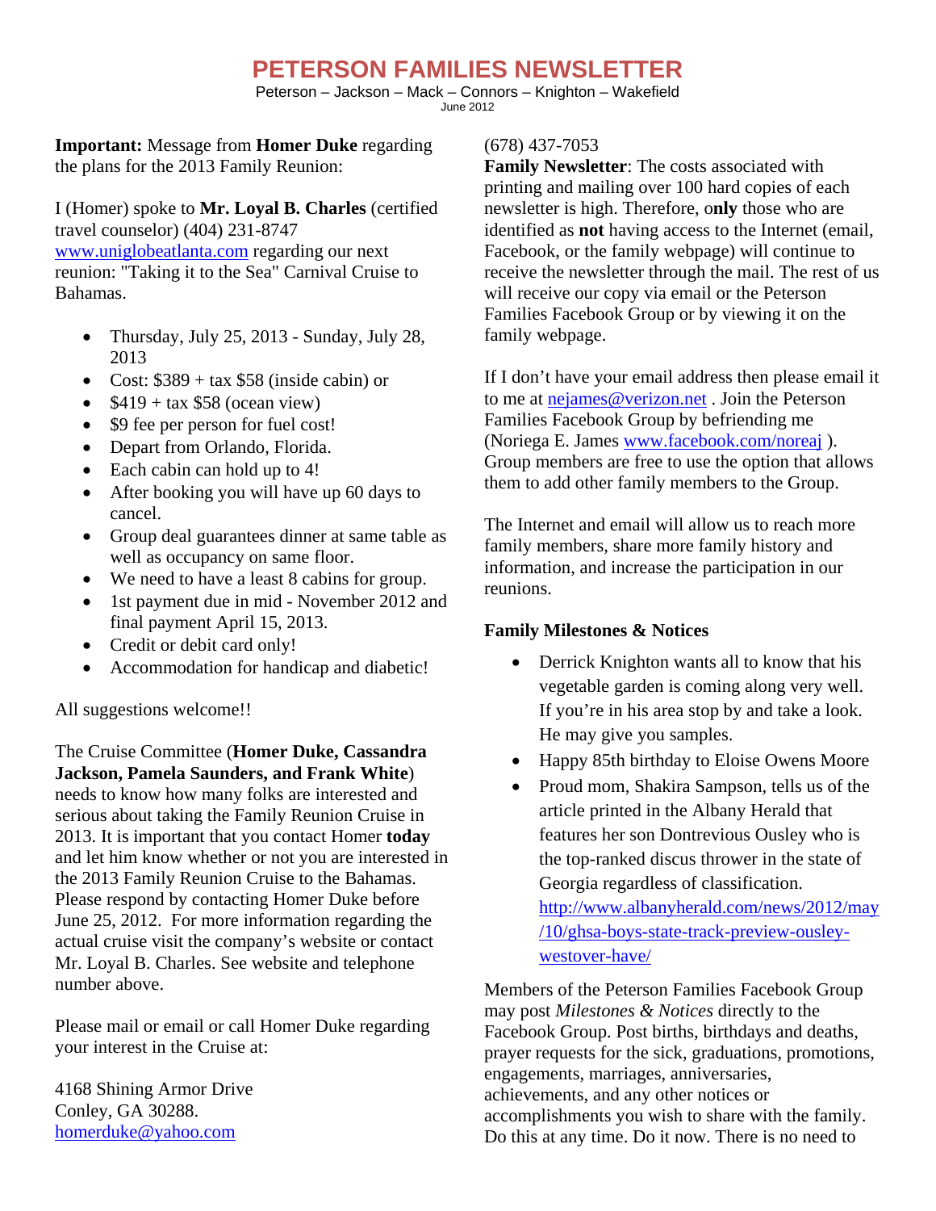# PETERSON FAMILIES NEWSLETTER

Peterson – Jackson – Mack – Connors – Knighton – Wakefield

June 2012

**Important:** Message from **Homer Duke** regarding the plans for the 2013 Family Reunion:

I (Homer) spoke to **Mr. Loyal B. Charles** (certified travel counselor) (404) 231-8747 www.uniglobeatlanta.com regarding our next reunion: "Taking it to the Sea" Carnival Cruise to Bahamas.

- Thursday, July 25, 2013 - Sunday, July 28, 2013
- Cost: $389 + tax $58 (inside cabin) or
- $419 + tax $58 (ocean view)
- $9 fee per person for fuel cost!
- Depart from Orlando, Florida.
- Each cabin can hold up to 4!
- After booking you will have up 60 days to cancel.
- Group deal guarantees dinner at same table as well as occupancy on same floor.
- We need to have a least 8 cabins for group.
- 1st payment due in mid - November 2012 and final payment April 15, 2013.
- Credit or debit card only!
- Accommodation for handicap and diabetic!

All suggestions welcome!!

The Cruise Committee (**Homer Duke, Cassandra Jackson, Pamela Saunders, and Frank White**) needs to know how many folks are interested and serious about taking the Family Reunion Cruise in 2013. It is important that you contact Homer **today** and let him know whether or not you are interested in the 2013 Family Reunion Cruise to the Bahamas. Please respond by contacting Homer Duke before June 25, 2012. For more information regarding the actual cruise visit the company's website or contact Mr. Loyal B. Charles. See website and telephone number above.

Please mail or email or call Homer Duke regarding your interest in the Cruise at:

4168 Shining Armor Drive
Conley, GA 30288.
homerduke@yahoo.com
(678) 437-7053

**Family Newsletter**: The costs associated with printing and mailing over 100 hard copies of each newsletter is high. Therefore, o**nly** those who are identified as **not** having access to the Internet (email, Facebook, or the family webpage) will continue to receive the newsletter through the mail. The rest of us will receive our copy via email or the Peterson Families Facebook Group or by viewing it on the family webpage.

If I don't have your email address then please email it to me at nejames@verizon.net . Join the Peterson Families Facebook Group by befriending me (Noriega E. James www.facebook.com/noreaj ). Group members are free to use the option that allows them to add other family members to the Group.

The Internet and email will allow us to reach more family members, share more family history and information, and increase the participation in our reunions.

**Family Milestones & Notices**

- Derrick Knighton wants all to know that his vegetable garden is coming along very well. If you're in his area stop by and take a look. He may give you samples.
- Happy 85th birthday to Eloise Owens Moore
- Proud mom, Shakira Sampson, tells us of the article printed in the Albany Herald that features her son Dontrevious Ousley who is the top-ranked discus thrower in the state of Georgia regardless of classification. http://www.albanyherald.com/news/2012/may/10/ghsa-boys-state-track-preview-ousley-westover-have/

Members of the Peterson Families Facebook Group may post *Milestones & Notices* directly to the Facebook Group. Post births, birthdays and deaths, prayer requests for the sick, graduations, promotions, engagements, marriages, anniversaries, achievements, and any other notices or accomplishments you wish to share with the family. Do this at any time. Do it now. There is no need to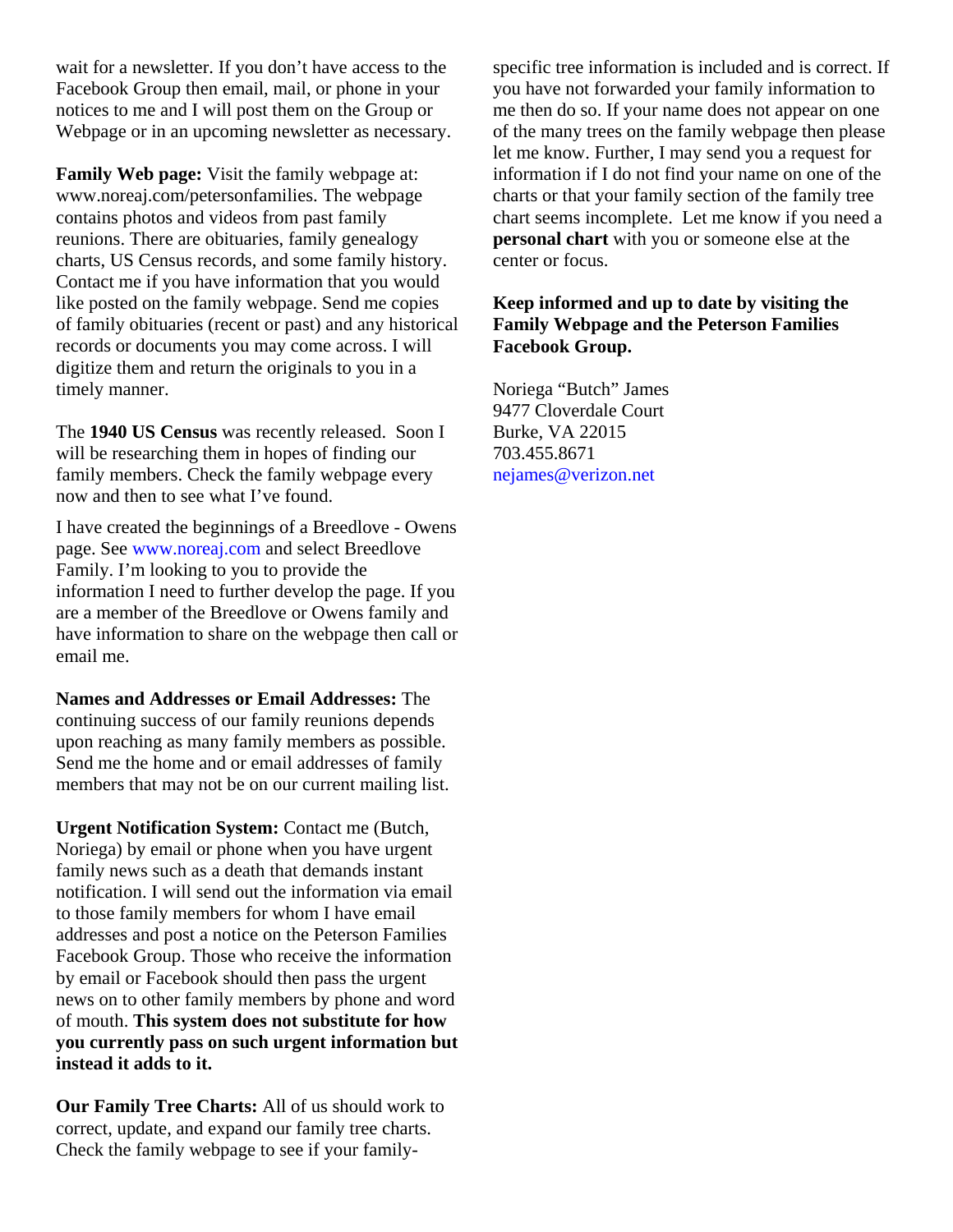wait for a newsletter. If you don't have access to the Facebook Group then email, mail, or phone in your notices to me and I will post them on the Group or Webpage or in an upcoming newsletter as necessary.

**Family Web page:** Visit the family webpage at: www.noreaj.com/petersonfamilies. The webpage contains photos and videos from past family reunions. There are obituaries, family genealogy charts, US Census records, and some family history. Contact me if you have information that you would like posted on the family webpage. Send me copies of family obituaries (recent or past) and any historical records or documents you may come across. I will digitize them and return the originals to you in a timely manner.

The **1940 US Census** was recently released. Soon I will be researching them in hopes of finding our family members. Check the family webpage every now and then to see what I've found.

I have created the beginnings of a Breedlove - Owens page. See www.noreaj.com and select Breedlove Family. I'm looking to you to provide the information I need to further develop the page. If you are a member of the Breedlove or Owens family and have information to share on the webpage then call or email me.

**Names and Addresses or Email Addresses:** The continuing success of our family reunions depends upon reaching as many family members as possible. Send me the home and or email addresses of family members that may not be on our current mailing list.

**Urgent Notification System:** Contact me (Butch, Noriega) by email or phone when you have urgent family news such as a death that demands instant notification. I will send out the information via email to those family members for whom I have email addresses and post a notice on the Peterson Families Facebook Group. Those who receive the information by email or Facebook should then pass the urgent news on to other family members by phone and word of mouth. **This system does not substitute for how you currently pass on such urgent information but instead it adds to it.**

**Our Family Tree Charts:** All of us should work to correct, update, and expand our family tree charts. Check the family webpage to see if your family-specific tree information is included and is correct. If you have not forwarded your family information to me then do so. If your name does not appear on one of the many trees on the family webpage then please let me know. Further, I may send you a request for information if I do not find your name on one of the charts or that your family section of the family tree chart seems incomplete. Let me know if you need a **personal chart** with you or someone else at the center or focus.

**Keep informed and up to date by visiting the Family Webpage and the Peterson Families Facebook Group.**

Noriega "Butch" James
9477 Cloverdale Court
Burke, VA 22015
703.455.8671
nejames@verizon.net